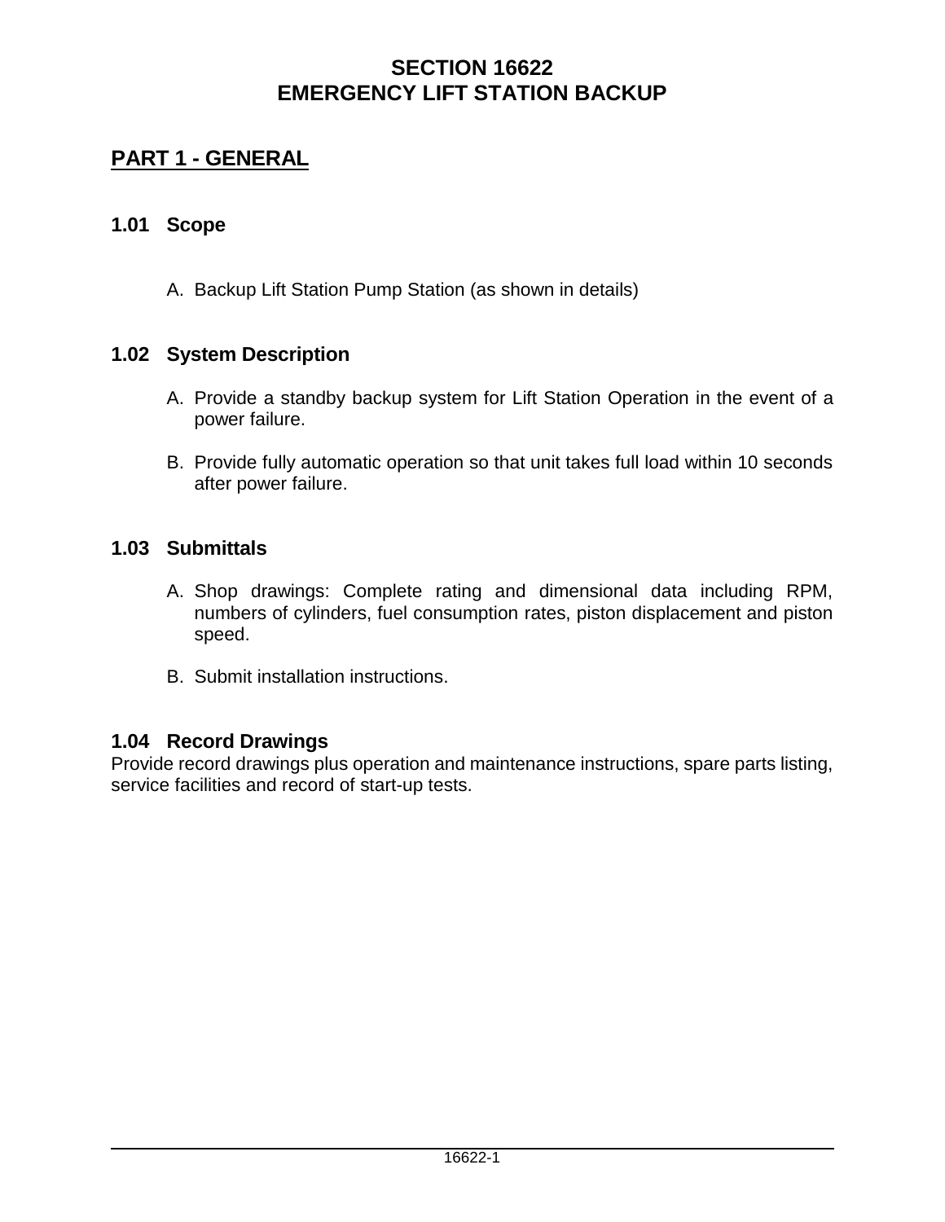# SECTION 16622
# EMERGENCY LIFT STATION BACKUP

## PART 1 - GENERAL

### 1.01 Scope

A. Backup Lift Station Pump Station (as shown in details)

### 1.02 System Description

A. Provide a standby backup system for Lift Station Operation in the event of a power failure.

B. Provide fully automatic operation so that unit takes full load within 10 seconds after power failure.

### 1.03 Submittals

A. Shop drawings: Complete rating and dimensional data including RPM, numbers of cylinders, fuel consumption rates, piston displacement and piston speed.

B. Submit installation instructions.

### 1.04 Record Drawings

Provide record drawings plus operation and maintenance instructions, spare parts listing, service facilities and record of start-up tests.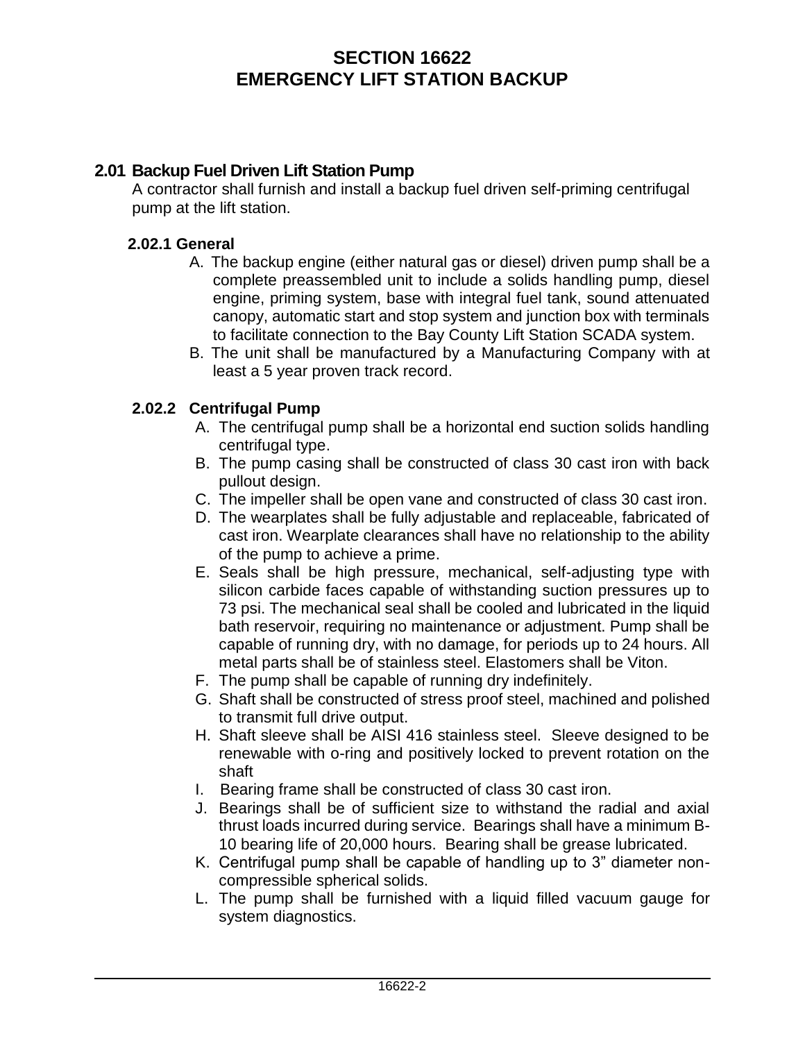# SECTION 16622
# EMERGENCY LIFT STATION BACKUP

## 2.01 Backup Fuel Driven Lift Station Pump

A contractor shall furnish and install a backup fuel driven self-priming centrifugal pump at the lift station.

### 2.02.1 General

A. The backup engine (either natural gas or diesel) driven pump shall be a complete preassembled unit to include a solids handling pump, diesel engine, priming system, base with integral fuel tank, sound attenuated canopy, automatic start and stop system and junction box with terminals to facilitate connection to the Bay County Lift Station SCADA system.

B. The unit shall be manufactured by a Manufacturing Company with at least a 5 year proven track record.

### 2.02.2 Centrifugal Pump

A. The centrifugal pump shall be a horizontal end suction solids handling centrifugal type.

B. The pump casing shall be constructed of class 30 cast iron with back pullout design.

C. The impeller shall be open vane and constructed of class 30 cast iron.

D. The wearplates shall be fully adjustable and replaceable, fabricated of cast iron. Wearplate clearances shall have no relationship to the ability of the pump to achieve a prime.

E. Seals shall be high pressure, mechanical, self-adjusting type with silicon carbide faces capable of withstanding suction pressures up to 73 psi. The mechanical seal shall be cooled and lubricated in the liquid bath reservoir, requiring no maintenance or adjustment. Pump shall be capable of running dry, with no damage, for periods up to 24 hours. All metal parts shall be of stainless steel. Elastomers shall be Viton.

F. The pump shall be capable of running dry indefinitely.

G. Shaft shall be constructed of stress proof steel, machined and polished to transmit full drive output.

H. Shaft sleeve shall be AISI 416 stainless steel. Sleeve designed to be renewable with o-ring and positively locked to prevent rotation on the shaft

I. Bearing frame shall be constructed of class 30 cast iron.

J. Bearings shall be of sufficient size to withstand the radial and axial thrust loads incurred during service. Bearings shall have a minimum B-10 bearing life of 20,000 hours. Bearing shall be grease lubricated.

K. Centrifugal pump shall be capable of handling up to 3" diameter non-compressible spherical solids.

L. The pump shall be furnished with a liquid filled vacuum gauge for system diagnostics.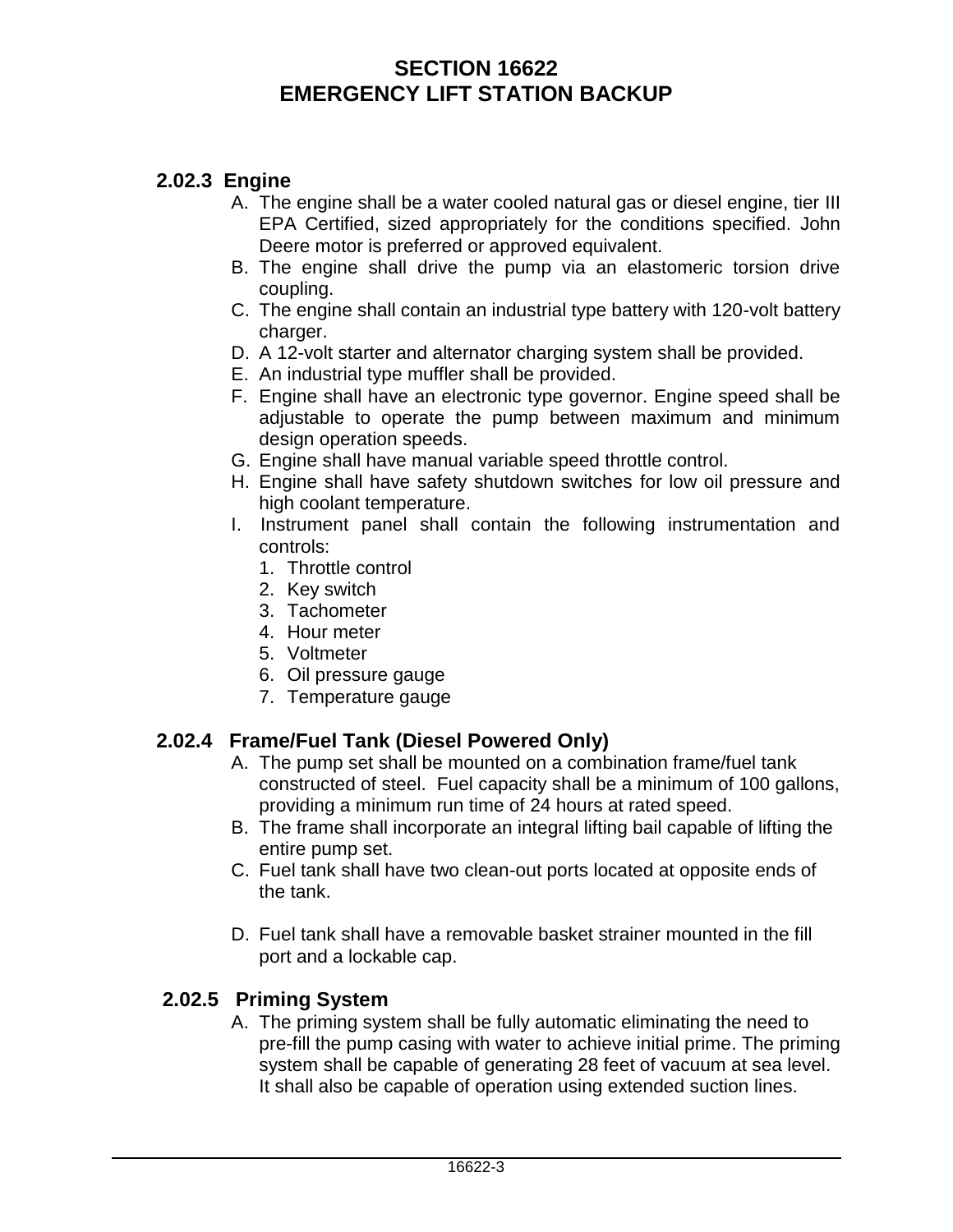# SECTION 16622
# EMERGENCY LIFT STATION BACKUP

### 2.02.3 Engine

A. The engine shall be a water cooled natural gas or diesel engine, tier III EPA Certified, sized appropriately for the conditions specified. John Deere motor is preferred or approved equivalent.

B. The engine shall drive the pump via an elastomeric torsion drive coupling.

C. The engine shall contain an industrial type battery with 120-volt battery charger.

D. A 12-volt starter and alternator charging system shall be provided.

E. An industrial type muffler shall be provided.

F. Engine shall have an electronic type governor. Engine speed shall be adjustable to operate the pump between maximum and minimum design operation speeds.

G. Engine shall have manual variable speed throttle control.

H. Engine shall have safety shutdown switches for low oil pressure and high coolant temperature.

I. Instrument panel shall contain the following instrumentation and controls:
   1. Throttle control
   2. Key switch
   3. Tachometer
   4. Hour meter
   5. Voltmeter
   6. Oil pressure gauge
   7. Temperature gauge

### 2.02.4 Frame/Fuel Tank (Diesel Powered Only)

A. The pump set shall be mounted on a combination frame/fuel tank constructed of steel. Fuel capacity shall be a minimum of 100 gallons, providing a minimum run time of 24 hours at rated speed.

B. The frame shall incorporate an integral lifting bail capable of lifting the entire pump set.

C. Fuel tank shall have two clean-out ports located at opposite ends of the tank.

D. Fuel tank shall have a removable basket strainer mounted in the fill port and a lockable cap.

### 2.02.5 Priming System

A. The priming system shall be fully automatic eliminating the need to pre-fill the pump casing with water to achieve initial prime. The priming system shall be capable of generating 28 feet of vacuum at sea level. It shall also be capable of operation using extended suction lines.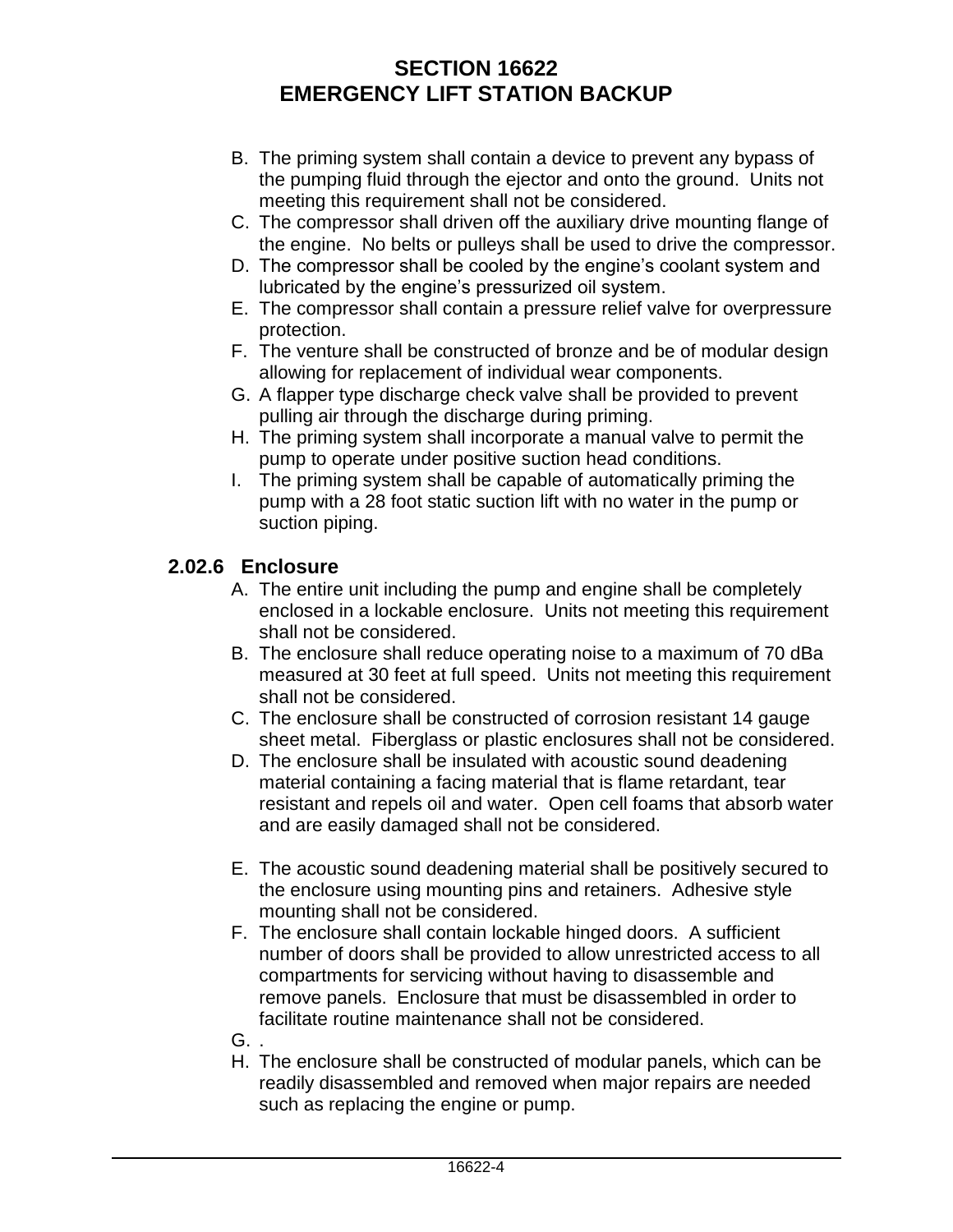B. The priming system shall contain a device to prevent any bypass of the pumping fluid through the ejector and onto the ground. Units not meeting this requirement shall not be considered.
C. The compressor shall driven off the auxiliary drive mounting flange of the engine. No belts or pulleys shall be used to drive the compressor.
D. The compressor shall be cooled by the engine's coolant system and lubricated by the engine's pressurized oil system.
E. The compressor shall contain a pressure relief valve for overpressure protection.
F. The venture shall be constructed of bronze and be of modular design allowing for replacement of individual wear components.
G. A flapper type discharge check valve shall be provided to prevent pulling air through the discharge during priming.
H. The priming system shall incorporate a manual valve to permit the pump to operate under positive suction head conditions.
I. The priming system shall be capable of automatically priming the pump with a 28 foot static suction lift with no water in the pump or suction piping.

### 2.02.6 Enclosure

A. The entire unit including the pump and engine shall be completely enclosed in a lockable enclosure. Units not meeting this requirement shall not be considered.
B. The enclosure shall reduce operating noise to a maximum of 70 dBa measured at 30 feet at full speed. Units not meeting this requirement shall not be considered.
C. The enclosure shall be constructed of corrosion resistant 14 gauge sheet metal. Fiberglass or plastic enclosures shall not be considered.
D. The enclosure shall be insulated with acoustic sound deadening material containing a facing material that is flame retardant, tear resistant and repels oil and water. Open cell foams that absorb water and are easily damaged shall not be considered.
E. The acoustic sound deadening material shall be positively secured to the enclosure using mounting pins and retainers. Adhesive style mounting shall not be considered.
F. The enclosure shall contain lockable hinged doors. A sufficient number of doors shall be provided to allow unrestricted access to all compartments for servicing without having to disassemble and remove panels. Enclosure that must be disassembled in order to facilitate routine maintenance shall not be considered.
G. .
H. The enclosure shall be constructed of modular panels, which can be readily disassembled and removed when major repairs are needed such as replacing the engine or pump.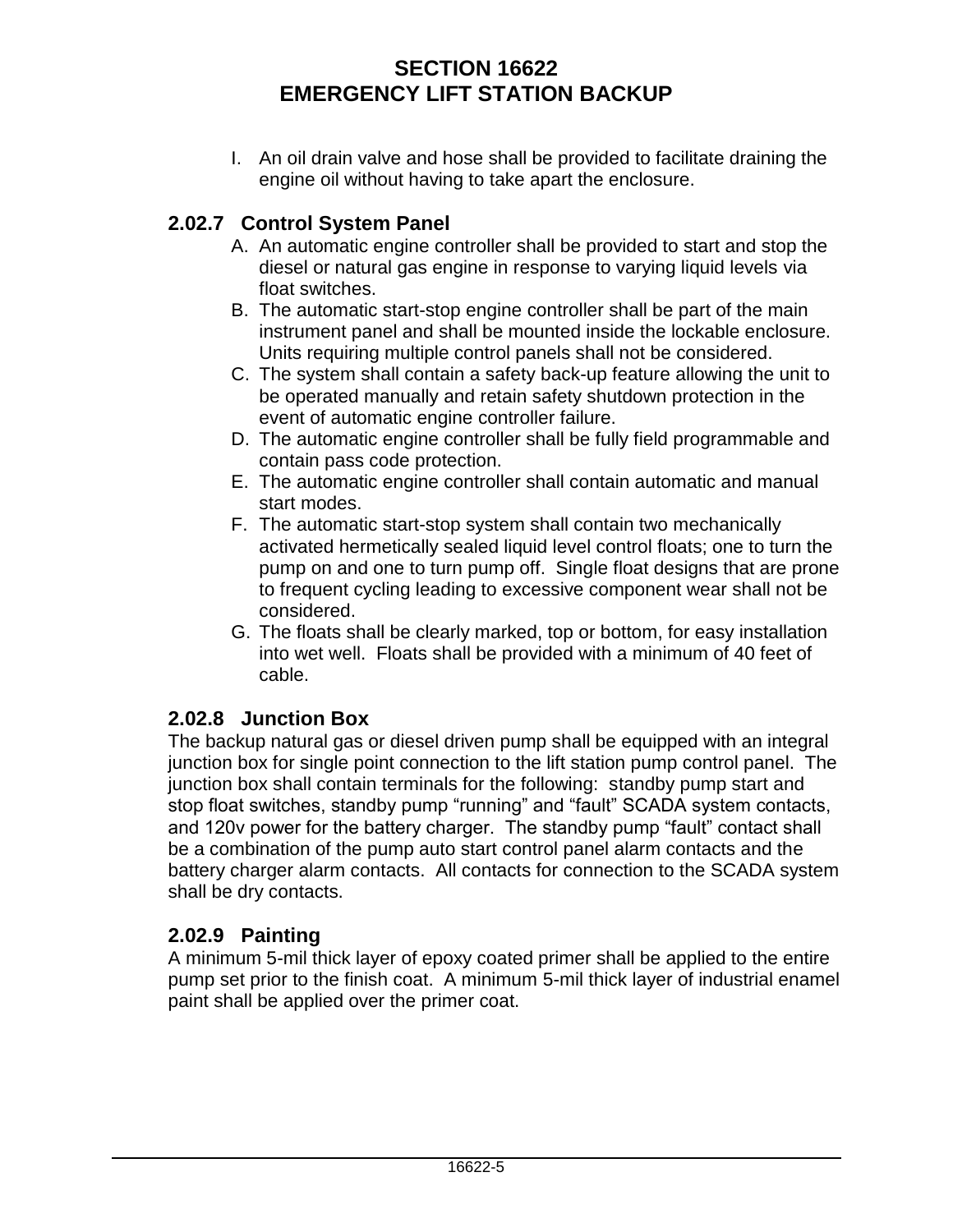I. An oil drain valve and hose shall be provided to facilitate draining the engine oil without having to take apart the enclosure.

### 2.02.7 Control System Panel

A. An automatic engine controller shall be provided to start and stop the diesel or natural gas engine in response to varying liquid levels via float switches.
B. The automatic start-stop engine controller shall be part of the main instrument panel and shall be mounted inside the lockable enclosure. Units requiring multiple control panels shall not be considered.
C. The system shall contain a safety back-up feature allowing the unit to be operated manually and retain safety shutdown protection in the event of automatic engine controller failure.
D. The automatic engine controller shall be fully field programmable and contain pass code protection.
E. The automatic engine controller shall contain automatic and manual start modes.
F. The automatic start-stop system shall contain two mechanically activated hermetically sealed liquid level control floats; one to turn the pump on and one to turn pump off. Single float designs that are prone to frequent cycling leading to excessive component wear shall not be considered.
G. The floats shall be clearly marked, top or bottom, for easy installation into wet well. Floats shall be provided with a minimum of 40 feet of cable.

### 2.02.8 Junction Box

The backup natural gas or diesel driven pump shall be equipped with an integral junction box for single point connection to the lift station pump control panel. The junction box shall contain terminals for the following: standby pump start and stop float switches, standby pump “running” and “fault” SCADA system contacts, and 120v power for the battery charger. The standby pump “fault” contact shall be a combination of the pump auto start control panel alarm contacts and the battery charger alarm contacts. All contacts for connection to the SCADA system shall be dry contacts.

### 2.02.9 Painting

A minimum 5-mil thick layer of epoxy coated primer shall be applied to the entire pump set prior to the finish coat. A minimum 5-mil thick layer of industrial enamel paint shall be applied over the primer coat.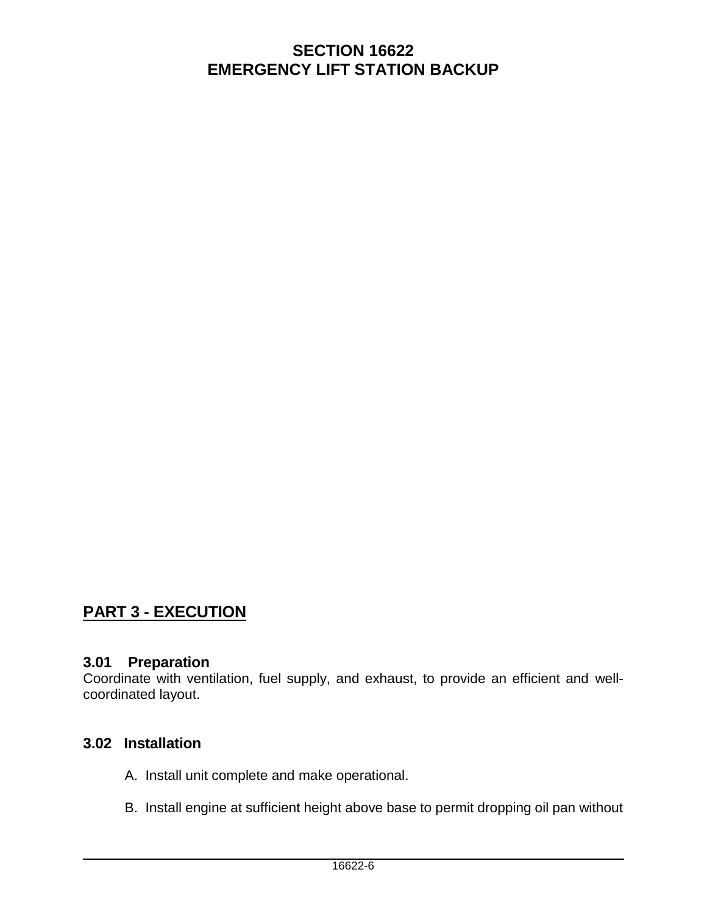## PART 3 - EXECUTION

### 3.01 Preparation

Coordinate with ventilation, fuel supply, and exhaust, to provide an efficient and well-coordinated layout.

### 3.02 Installation

A. Install unit complete and make operational.

B. Install engine at sufficient height above base to permit dropping oil pan without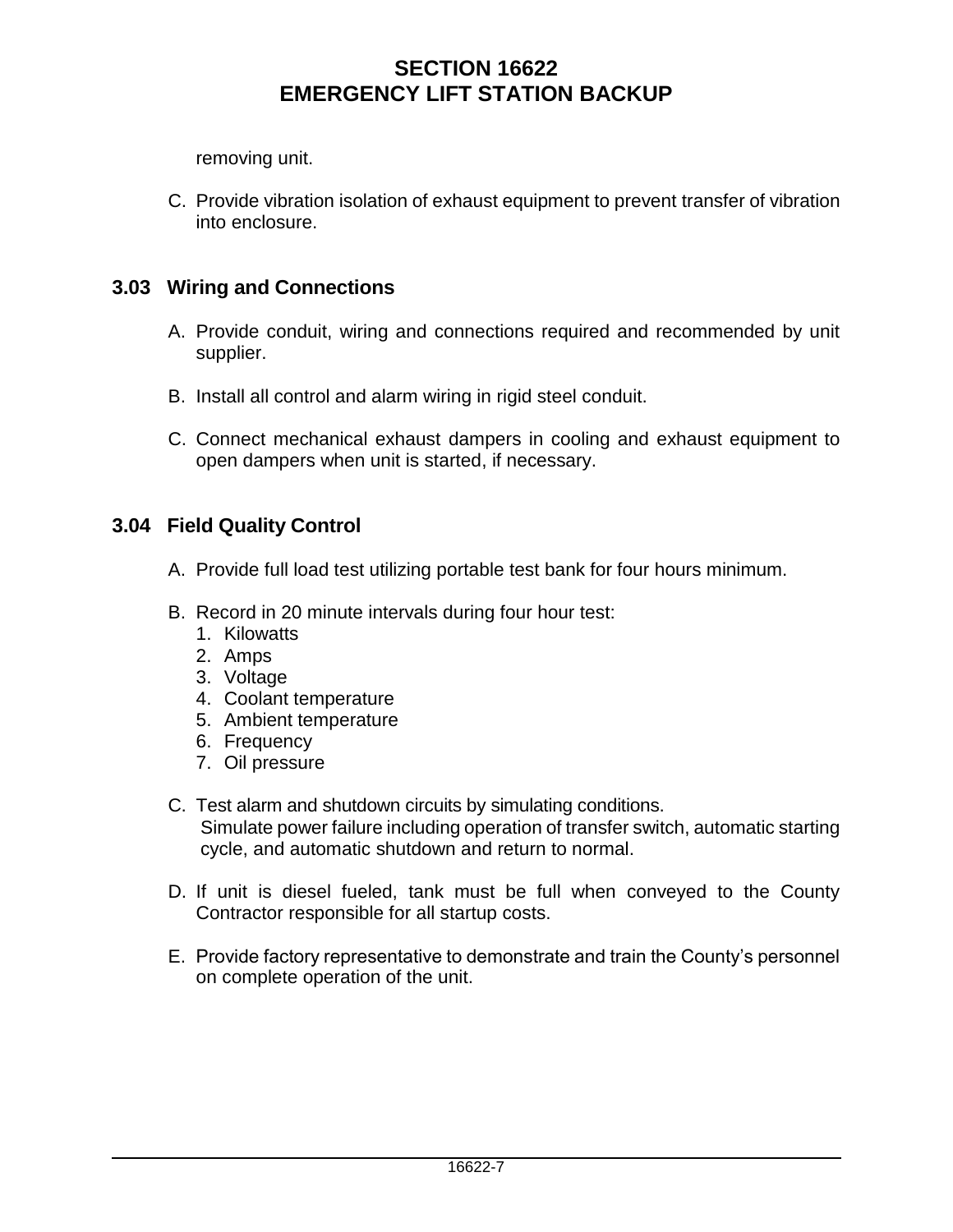removing unit.

C. Provide vibration isolation of exhaust equipment to prevent transfer of vibration into enclosure.

## 3.03 Wiring and Connections

A. Provide conduit, wiring and connections required and recommended by unit supplier.

B. Install all control and alarm wiring in rigid steel conduit.

C. Connect mechanical exhaust dampers in cooling and exhaust equipment to open dampers when unit is started, if necessary.

## 3.04 Field Quality Control

A. Provide full load test utilizing portable test bank for four hours minimum.

B. Record in 20 minute intervals during four hour test:
   1. Kilowatts
   2. Amps
   3. Voltage
   4. Coolant temperature
   5. Ambient temperature
   6. Frequency
   7. Oil pressure

C. Test alarm and shutdown circuits by simulating conditions.
   Simulate power failure including operation of transfer switch, automatic starting cycle, and automatic shutdown and return to normal.

D. If unit is diesel fueled, tank must be full when conveyed to the County Contractor responsible for all startup costs.

E. Provide factory representative to demonstrate and train the County's personnel on complete operation of the unit.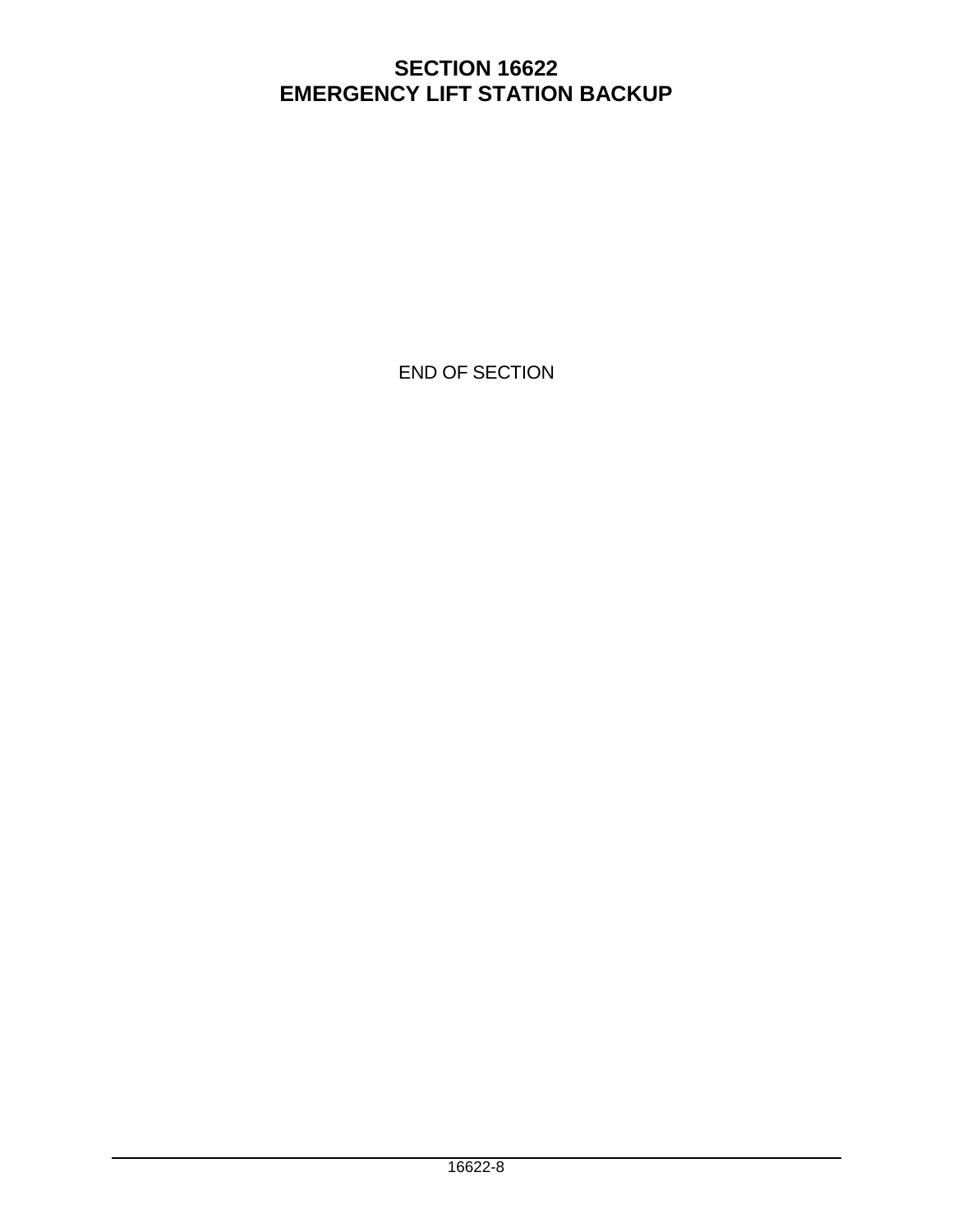# SECTION 16622
# EMERGENCY LIFT STATION BACKUP

END OF SECTION